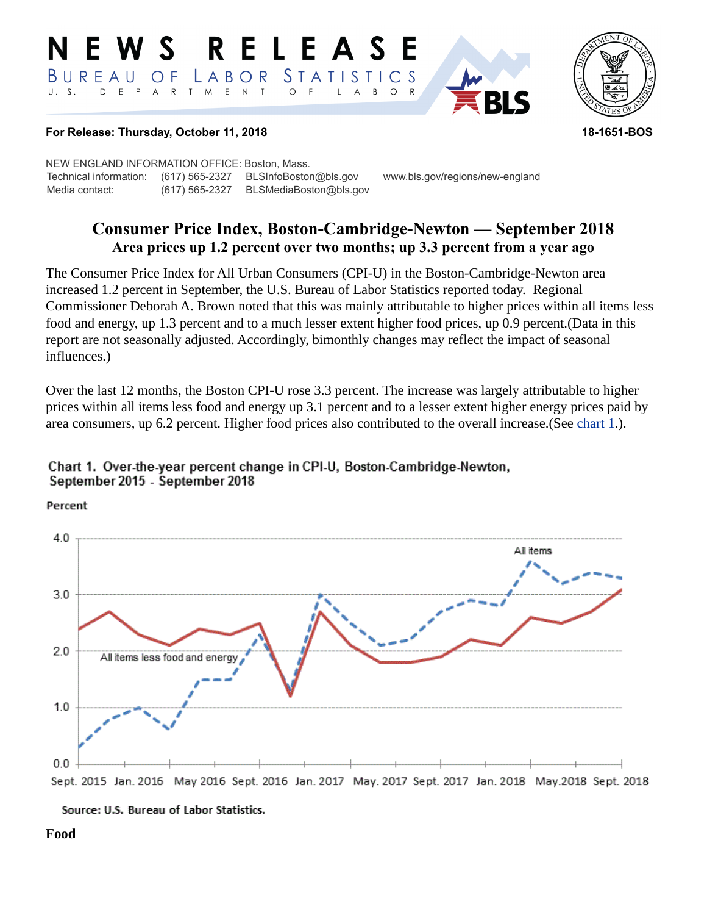# NEWS RELEASE

BUREAU OF LABOR STATISTICS

U. S. DEPARTMENT OF LABOR

**For Release: Thursday, October 11, 2018** **18-1651-BOS**

NEW ENGLAND INFORMATION OFFICE: Boston, Mass.

Technical information: (617) 565-2327 BLSInfoBoston@bls.gov www.bls.gov/regions/new-england

Media contact: (617) 565-2327 BLSMediaBoston@bls.gov

## Consumer Price Index, Boston-Cambridge-Newton — September 2018

### Area prices up 1.2 percent over two months; up 3.3 percent from a year ago

The Consumer Price Index for All Urban Consumers (CPI-U) in the Boston-Cambridge-Newton area increased 1.2 percent in September, the U.S. Bureau of Labor Statistics reported today. Regional Commissioner Deborah A. Brown noted that this was mainly attributable to higher prices within all items less food and energy, up 1.3 percent and to a much lesser extent higher food prices, up 0.9 percent.(Data in this report are not seasonally adjusted. Accordingly, bimonthly changes may reflect the impact of seasonal influences.)

Over the last 12 months, the Boston CPI-U rose 3.3 percent. The increase was largely attributable to higher prices within all items less food and energy up 3.1 percent and to a lesser extent higher energy prices paid by area consumers, up 6.2 percent. Higher food prices also contributed to the overall increase.(See chart 1.).

Chart 1. Over-the-year percent change in CPI-U, Boston-Cambridge-Newton, September 2015 - September 2018

Source: U.S. Bureau of Labor Statistics.

**Food**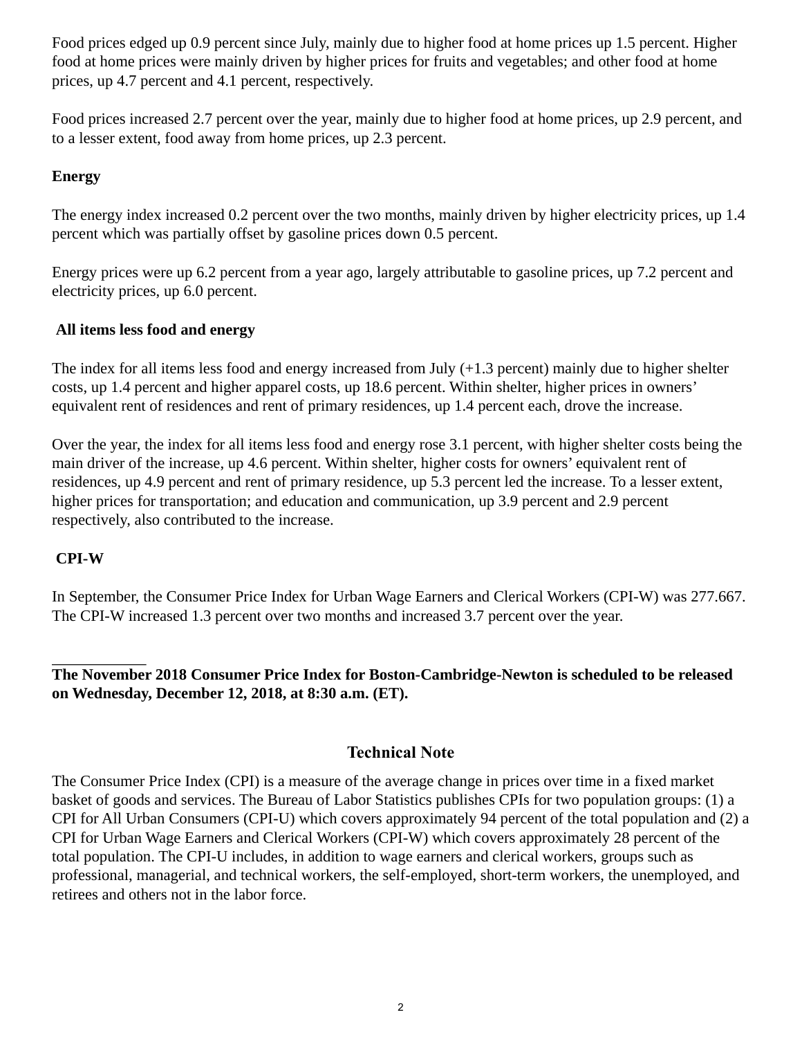Food prices edged up 0.9 percent since July, mainly due to higher food at home prices up 1.5 percent. Higher food at home prices were mainly driven by higher prices for fruits and vegetables; and other food at home prices, up 4.7 percent and 4.1 percent, respectively.

Food prices increased 2.7 percent over the year, mainly due to higher food at home prices, up 2.9 percent, and to a lesser extent, food away from home prices, up 2.3 percent.

**Energy**

The energy index increased 0.2 percent over the two months, mainly driven by higher electricity prices, up 1.4 percent which was partially offset by gasoline prices down 0.5 percent.

Energy prices were up 6.2 percent from a year ago, largely attributable to gasoline prices, up 7.2 percent and electricity prices, up 6.0 percent.

**All items less food and energy**

The index for all items less food and energy increased from July (+1.3 percent) mainly due to higher shelter costs, up 1.4 percent and higher apparel costs, up 18.6 percent. Within shelter, higher prices in owners' equivalent rent of residences and rent of primary residences, up 1.4 percent each, drove the increase.

Over the year, the index for all items less food and energy rose 3.1 percent, with higher shelter costs being the main driver of the increase, up 4.6 percent. Within shelter, higher costs for owners' equivalent rent of residences, up 4.9 percent and rent of primary residence, up 5.3 percent led the increase. To a lesser extent, higher prices for transportation; and education and communication, up 3.9 percent and 2.9 percent respectively, also contributed to the increase.

**CPI-W**

In September, the Consumer Price Index for Urban Wage Earners and Clerical Workers (CPI-W) was 277.667. The CPI-W increased 1.3 percent over two months and increased 3.7 percent over the year.

___________

**The November 2018 Consumer Price Index for Boston-Cambridge-Newton is scheduled to be released on Wednesday, December 12, 2018, at 8:30 a.m. (ET).**

## Technical Note

The Consumer Price Index (CPI) is a measure of the average change in prices over time in a fixed market basket of goods and services. The Bureau of Labor Statistics publishes CPIs for two population groups: (1) a CPI for All Urban Consumers (CPI-U) which covers approximately 94 percent of the total population and (2) a CPI for Urban Wage Earners and Clerical Workers (CPI-W) which covers approximately 28 percent of the total population. The CPI-U includes, in addition to wage earners and clerical workers, groups such as professional, managerial, and technical workers, the self-employed, short-term workers, the unemployed, and retirees and others not in the labor force.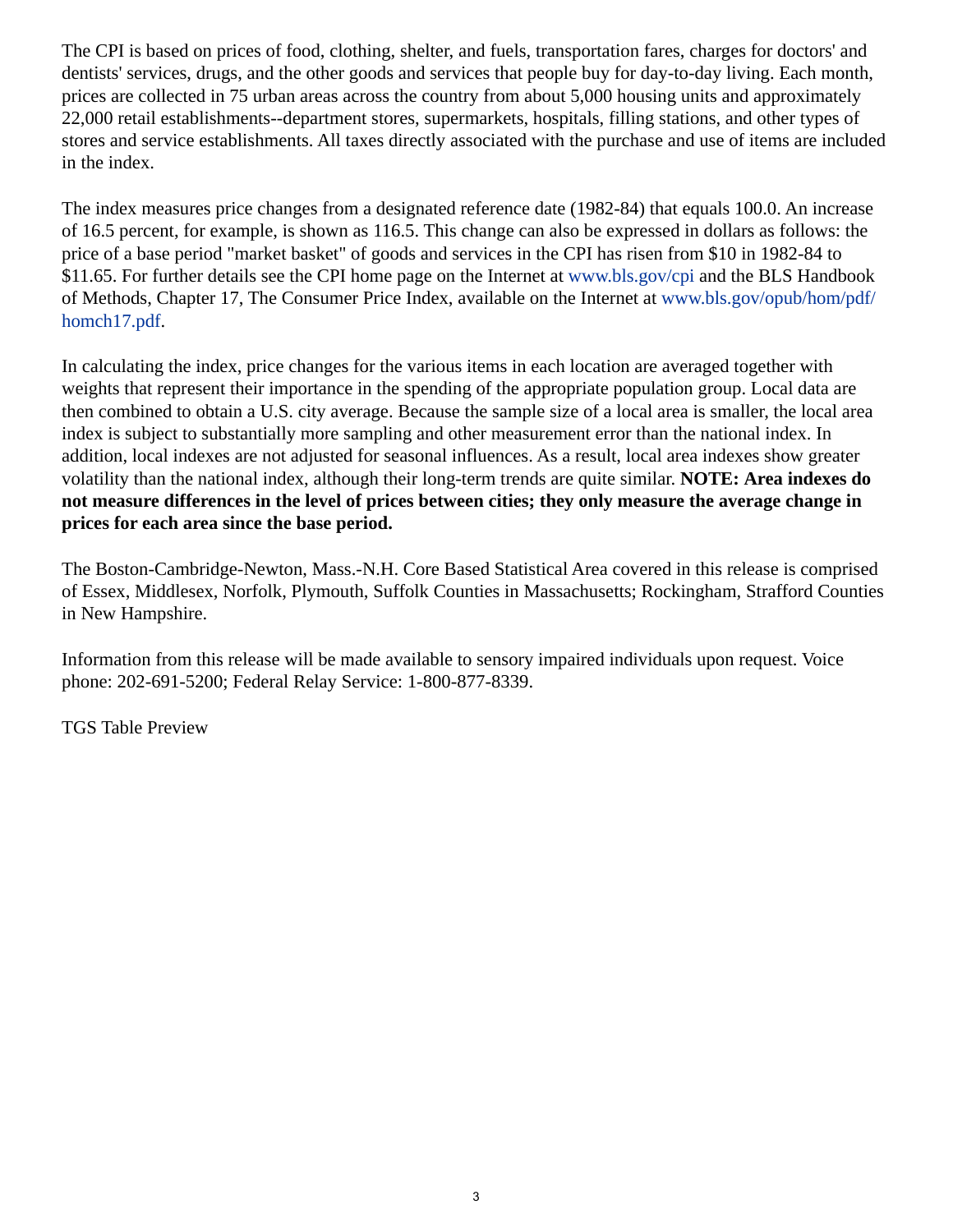The CPI is based on prices of food, clothing, shelter, and fuels, transportation fares, charges for doctors' and dentists' services, drugs, and the other goods and services that people buy for day-to-day living. Each month, prices are collected in 75 urban areas across the country from about 5,000 housing units and approximately 22,000 retail establishments--department stores, supermarkets, hospitals, filling stations, and other types of stores and service establishments. All taxes directly associated with the purchase and use of items are included in the index.

The index measures price changes from a designated reference date (1982-84) that equals 100.0. An increase of 16.5 percent, for example, is shown as 116.5. This change can also be expressed in dollars as follows: the price of a base period "market basket" of goods and services in the CPI has risen from $10 in 1982-84 to $11.65. For further details see the CPI home page on the Internet at www.bls.gov/cpi and the BLS Handbook of Methods, Chapter 17, The Consumer Price Index, available on the Internet at www.bls.gov/opub/hom/pdf/homch17.pdf.

In calculating the index, price changes for the various items in each location are averaged together with weights that represent their importance in the spending of the appropriate population group. Local data are then combined to obtain a U.S. city average. Because the sample size of a local area is smaller, the local area index is subject to substantially more sampling and other measurement error than the national index. In addition, local indexes are not adjusted for seasonal influences. As a result, local area indexes show greater volatility than the national index, although their long-term trends are quite similar. **NOTE: Area indexes do not measure differences in the level of prices between cities; they only measure the average change in prices for each area since the base period.**

The Boston-Cambridge-Newton, Mass.-N.H. Core Based Statistical Area covered in this release is comprised of Essex, Middlesex, Norfolk, Plymouth, Suffolk Counties in Massachusetts; Rockingham, Strafford Counties in New Hampshire.

Information from this release will be made available to sensory impaired individuals upon request. Voice phone: 202-691-5200; Federal Relay Service: 1-800-877-8339.

TGS Table Preview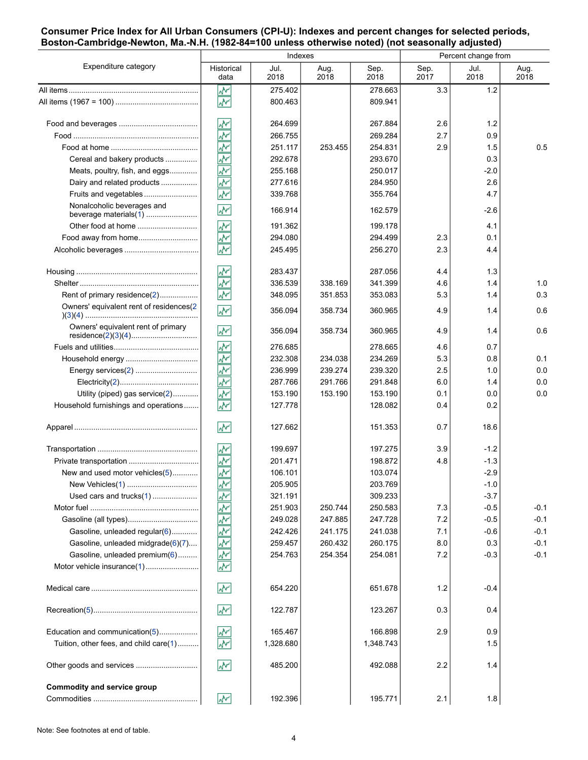**Consumer Price Index for All Urban Consumers (CPI-U): Indexes and percent changes for selected periods, Boston-Cambridge-Newton, Ma.-N.H. (1982-84=100 unless otherwise noted) (not seasonally adjusted)**

| Expenditure category | Indexes | | | | Percent change from | | |
|---|---|---|---|---|---|---|---|
| | Historical data | Jul. 2018 | Aug. 2018 | Sep. 2018 | Sep. 2017 | Jul. 2018 | Aug. 2018 |
| All items | | 275.402 | | 278.663 | 3.3 | 1.2 | |
| All items (1967 = 100) | | 800.463 | | 809.941 | | | |
| Food and beverages | | 264.699 | | 267.884 | 2.6 | 1.2 | |
| Food | | 266.755 | | 269.284 | 2.7 | 0.9 | |
| Food at home | | 251.117 | 253.455 | 254.831 | 2.9 | 1.5 | 0.5 |
| Cereal and bakery products | | 292.678 | | 293.670 | | 0.3 | |
| Meats, poultry, fish, and eggs | | 255.168 | | 250.017 | | -2.0 | |
| Dairy and related products | | 277.616 | | 284.950 | | 2.6 | |
| Fruits and vegetables | | 339.768 | | 355.764 | | 4.7 | |
| Nonalcoholic beverages and beverage materials(1) | | 166.914 | | 162.579 | | -2.6 | |
| Other food at home | | 191.362 | | 199.178 | | 4.1 | |
| Food away from home | | 294.080 | | 294.499 | 2.3 | 0.1 | |
| Alcoholic beverages | | 245.495 | | 256.270 | 2.3 | 4.4 | |
| Housing | | 283.437 | | 287.056 | 4.4 | 1.3 | |
| Shelter | | 336.539 | 338.169 | 341.399 | 4.6 | 1.4 | 1.0 |
| Rent of primary residence(2) | | 348.095 | 351.853 | 353.083 | 5.3 | 1.4 | 0.3 |
| Owners' equivalent rent of residences(2)(3)(4) | | 356.094 | 358.734 | 360.965 | 4.9 | 1.4 | 0.6 |
| Owners' equivalent rent of primary residence(2)(3)(4) | | 356.094 | 358.734 | 360.965 | 4.9 | 1.4 | 0.6 |
| Fuels and utilities | | 276.685 | | 278.665 | 4.6 | 0.7 | |
| Household energy | | 232.308 | 234.038 | 234.269 | 5.3 | 0.8 | 0.1 |
| Energy services(2) | | 236.999 | 239.274 | 239.320 | 2.5 | 1.0 | 0.0 |
| Electricity(2) | | 287.766 | 291.766 | 291.848 | 6.0 | 1.4 | 0.0 |
| Utility (piped) gas service(2) | | 153.190 | 153.190 | 153.190 | 0.1 | 0.0 | 0.0 |
| Household furnishings and operations | | 127.778 | | 128.082 | 0.4 | 0.2 | |
| Apparel | | 127.662 | | 151.353 | 0.7 | 18.6 | |
| Transportation | | 199.697 | | 197.275 | 3.9 | -1.2 | |
| Private transportation | | 201.471 | | 198.872 | 4.8 | -1.3 | |
| New and used motor vehicles(5) | | 106.101 | | 103.074 | | -2.9 | |
| New Vehicles(1) | | 205.905 | | 203.769 | | -1.0 | |
| Used cars and trucks(1) | | 321.191 | | 309.233 | | -3.7 | |
| Motor fuel | | 251.903 | 250.744 | 250.583 | 7.3 | -0.5 | -0.1 |
| Gasoline (all types) | | 249.028 | 247.885 | 247.728 | 7.2 | -0.5 | -0.1 |
| Gasoline, unleaded regular(6) | | 242.426 | 241.175 | 241.038 | 7.1 | -0.6 | -0.1 |
| Gasoline, unleaded midgrade(6)(7) | | 259.457 | 260.432 | 260.175 | 8.0 | 0.3 | -0.1 |
| Gasoline, unleaded premium(6) | | 254.763 | 254.354 | 254.081 | 7.2 | -0.3 | -0.1 |
| Motor vehicle insurance(1) | | | | | | | |
| Medical care | | 654.220 | | 651.678 | 1.2 | -0.4 | |
| Recreation(5) | | 122.787 | | 123.267 | 0.3 | 0.4 | |
| Education and communication(5) | | 165.467 | | 166.898 | 2.9 | 0.9 | |
| Tuition, other fees, and child care(1) | | 1,328.680 | | 1,348.743 | | 1.5 | |
| Other goods and services | | 485.200 | | 492.088 | 2.2 | 1.4 | |
| **Commodity and service group** | | | | | | | |
| Commodities | | 192.396 | | 195.771 | 2.1 | 1.8 | |

Note: See footnotes at end of table.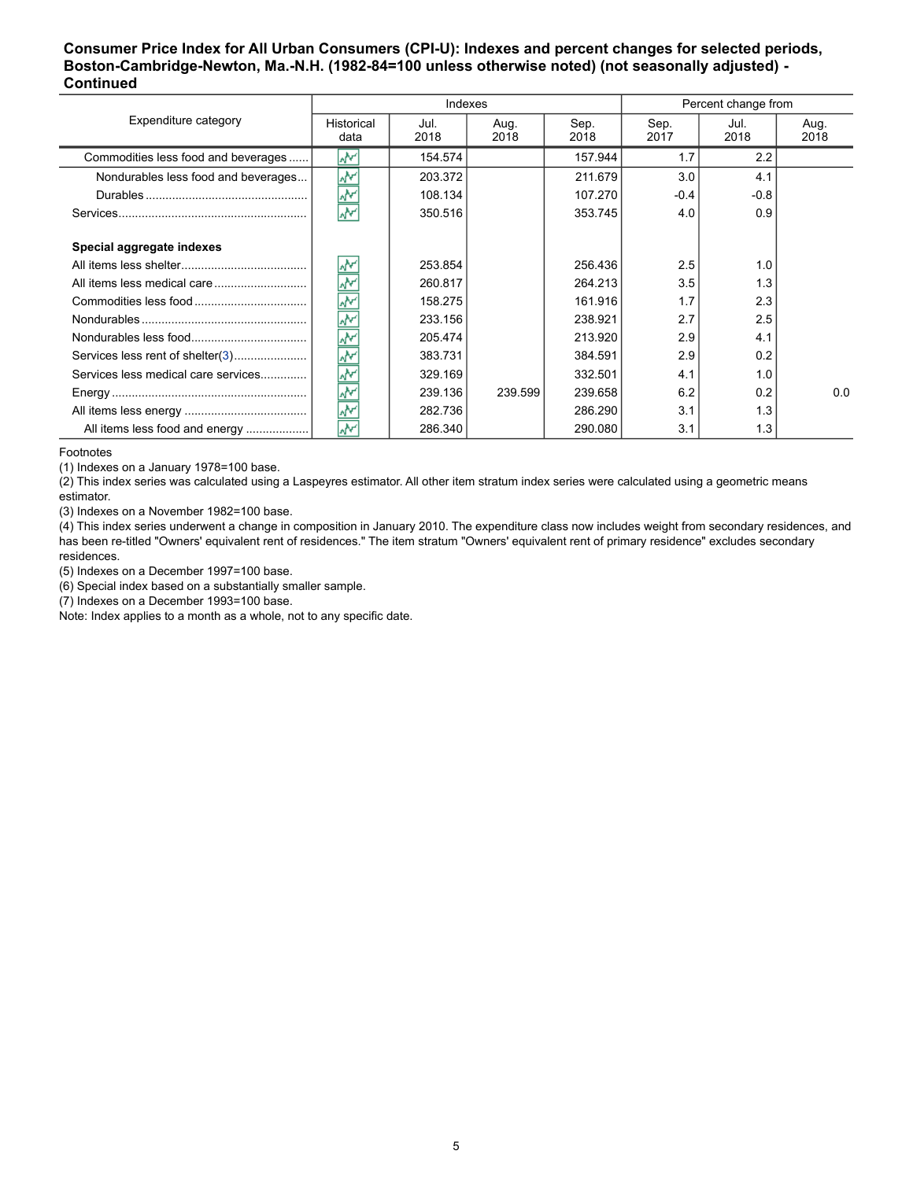**Consumer Price Index for All Urban Consumers (CPI-U): Indexes and percent changes for selected periods, Boston-Cambridge-Newton, Ma.-N.H. (1982-84=100 unless otherwise noted) (not seasonally adjusted) - Continued**

| Expenditure category | Indexes | | | | Percent change from | | |
|---|---|---|---|---|---|---|---|
| | Historical data | Jul. 2018 | Aug. 2018 | Sep. 2018 | Sep. 2017 | Jul. 2018 | Aug. 2018 |
| Commodities less food and beverages | | 154.574 | | 157.944 | 1.7 | 2.2 | |
| Nondurables less food and beverages | | 203.372 | | 211.679 | 3.0 | 4.1 | |
| Durables | | 108.134 | | 107.270 | -0.4 | -0.8 | |
| Services | | 350.516 | | 353.745 | 4.0 | 0.9 | |
| **Special aggregate indexes** | | | | | | | |
| All items less shelter | | 253.854 | | 256.436 | 2.5 | 1.0 | |
| All items less medical care | | 260.817 | | 264.213 | 3.5 | 1.3 | |
| Commodities less food | | 158.275 | | 161.916 | 1.7 | 2.3 | |
| Nondurables | | 233.156 | | 238.921 | 2.7 | 2.5 | |
| Nondurables less food | | 205.474 | | 213.920 | 2.9 | 4.1 | |
| Services less rent of shelter(3) | | 383.731 | | 384.591 | 2.9 | 0.2 | |
| Services less medical care services | | 329.169 | | 332.501 | 4.1 | 1.0 | |
| Energy | | 239.136 | 239.599 | 239.658 | 6.2 | 0.2 | 0.0 |
| All items less energy | | 282.736 | | 286.290 | 3.1 | 1.3 | |
| All items less food and energy | | 286.340 | | 290.080 | 3.1 | 1.3 | |

Footnotes

(1) Indexes on a January 1978=100 base.

(2) This index series was calculated using a Laspeyres estimator. All other item stratum index series were calculated using a geometric means estimator.

(3) Indexes on a November 1982=100 base.

(4) This index series underwent a change in composition in January 2010. The expenditure class now includes weight from secondary residences, and has been re-titled "Owners' equivalent rent of residences." The item stratum "Owners' equivalent rent of primary residence" excludes secondary residences.

(5) Indexes on a December 1997=100 base.

(6) Special index based on a substantially smaller sample.

(7) Indexes on a December 1993=100 base.

Note: Index applies to a month as a whole, not to any specific date.